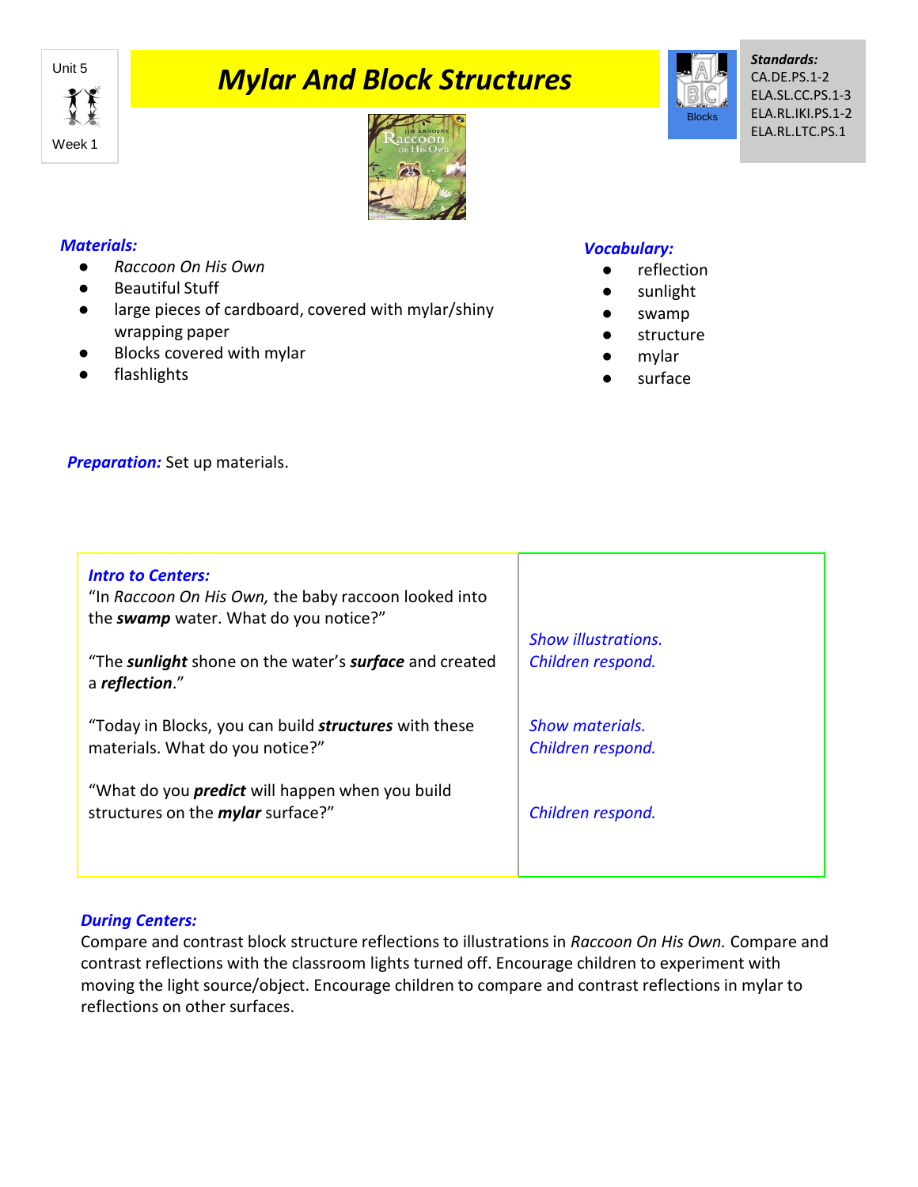Unit 5

Week 1

# *Mylar And Block Structures*

Blocks

***Standards:***
CA.DE.PS.1-2
ELA.SL.CC.PS.1-3
ELA.RL.IKI.PS.1-2
ELA.RL.LTC.PS.1

***Materials:***

- *Raccoon On His Own*
- Beautiful Stuff
- large pieces of cardboard, covered with mylar/shiny wrapping paper
- Blocks covered with mylar
- flashlights

***Vocabulary:***

- reflection
- sunlight
- swamp
- structure
- mylar
- surface

***Preparation:*** Set up materials.

| ***Intro to Centers:*** | |
|---|---|
| "In *Raccoon On His Own,* the baby raccoon looked into the ***swamp*** water. What do you notice?" "The ***sunlight*** shone on the water's ***surface*** and created a ***reflection***." | *Show illustrations. Children respond.* |
| "Today in Blocks, you can build ***structures*** with these materials. What do you notice?" | *Show materials. Children respond.* |
| "What do you ***predict*** will happen when you build structures on the ***mylar*** surface?" | *Children respond.* |

***During Centers:***
Compare and contrast block structure reflections to illustrations in *Raccoon On His Own.* Compare and contrast reflections with the classroom lights turned off. Encourage children to experiment with moving the light source/object. Encourage children to compare and contrast reflections in mylar to reflections on other surfaces.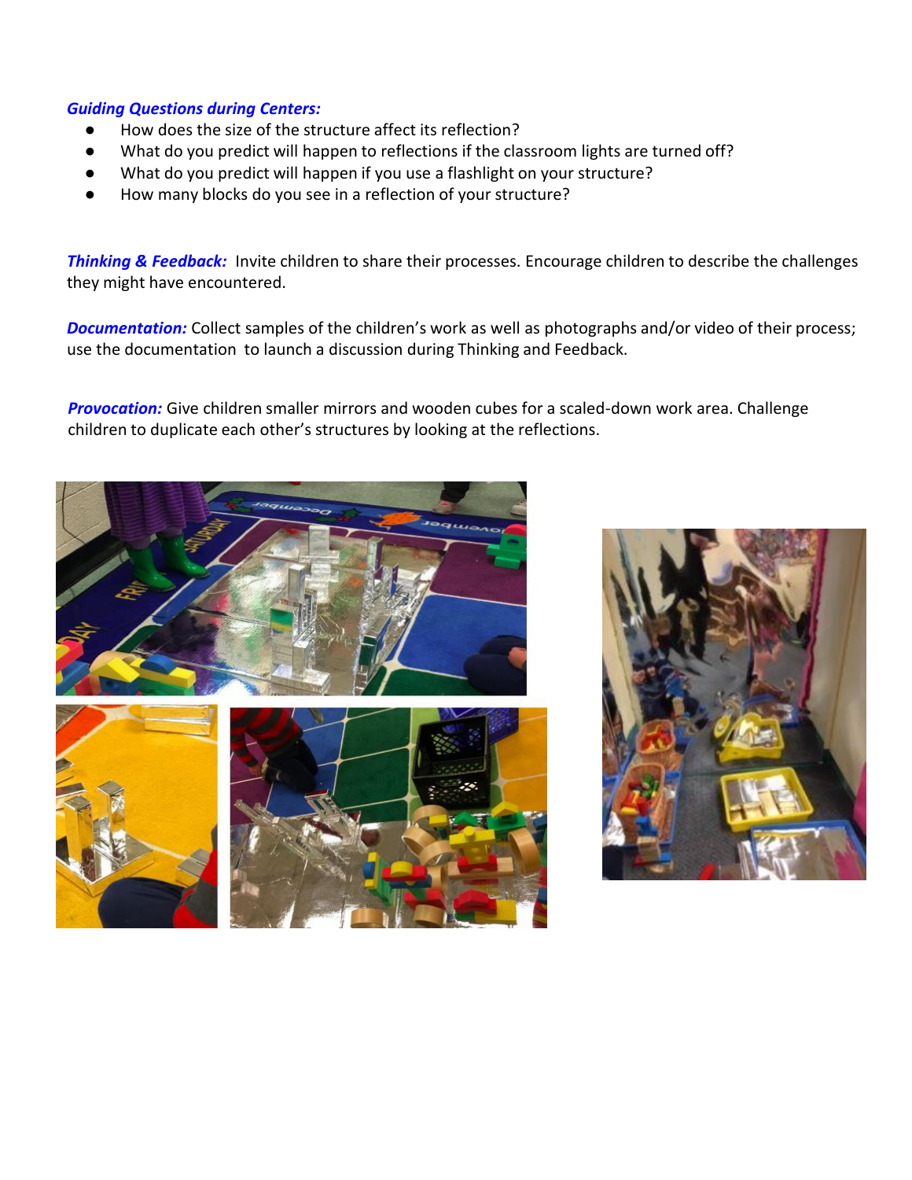***Guiding Questions during Centers:***

- How does the size of the structure affect its reflection?
- What do you predict will happen to reflections if the classroom lights are turned off?
- What do you predict will happen if you use a flashlight on your structure?
- How many blocks do you see in a reflection of your structure?

***Thinking & Feedback:*** Invite children to share their processes. Encourage children to describe the challenges they might have encountered.

***Documentation:*** Collect samples of the children's work as well as photographs and/or video of their process; use the documentation to launch a discussion during Thinking and Feedback.

***Provocation:*** Give children smaller mirrors and wooden cubes for a scaled-down work area. Challenge children to duplicate each other's structures by looking at the reflections.